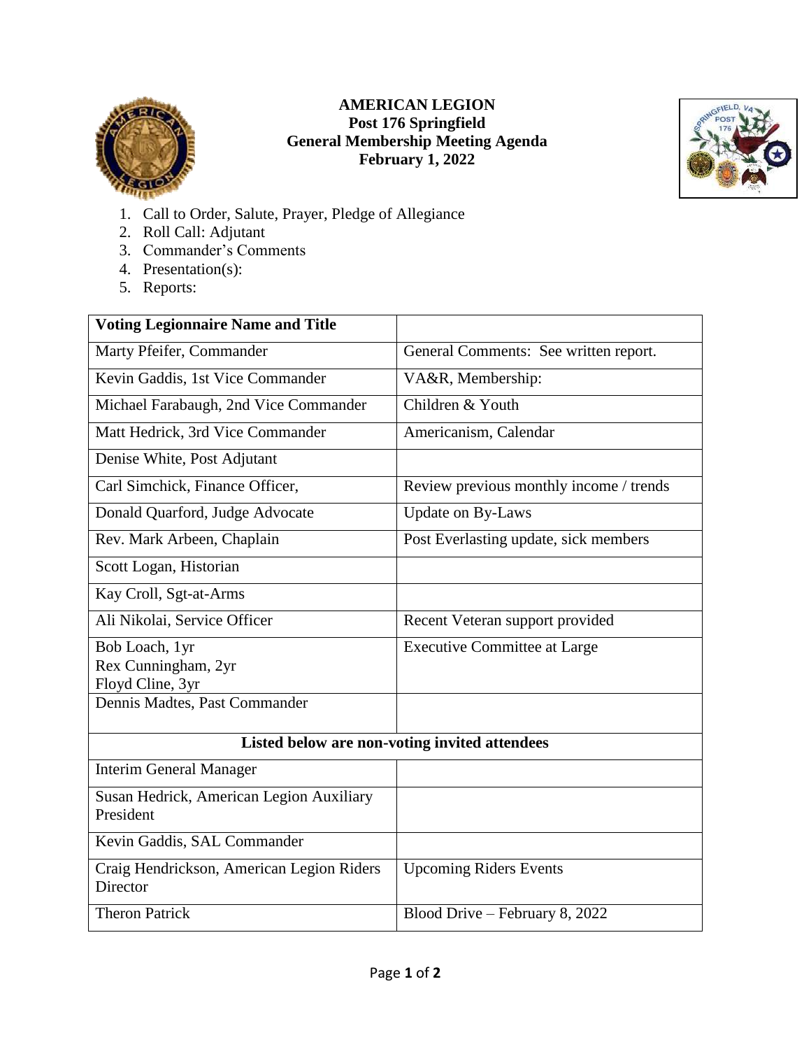**AMERICAN LEGION**
**Post 176 Springfield**
**General Membership Meeting Agenda**
**February 1, 2022**

1. Call to Order, Salute, Prayer, Pledge of Allegiance
2. Roll Call: Adjutant
3. Commander's Comments
4. Presentation(s):
5. Reports:

| **Voting Legionnaire Name and Title** | |
|---|---|
| Marty Pfeifer, Commander | General Comments: See written report. |
| Kevin Gaddis, 1st Vice Commander | VA&R, Membership: |
| Michael Farabaugh, 2nd Vice Commander | Children & Youth |
| Matt Hedrick, 3rd Vice Commander | Americanism, Calendar |
| Denise White, Post Adjutant | |
| Carl Simchick, Finance Officer, | Review previous monthly income / trends |
| Donald Quarford, Judge Advocate | Update on By-Laws |
| Rev. Mark Arbeen, Chaplain | Post Everlasting update, sick members |
| Scott Logan, Historian | |
| Kay Croll, Sgt-at-Arms | |
| Ali Nikolai, Service Officer | Recent Veteran support provided |
| Bob Loach, 1yr<br>Rex Cunningham, 2yr<br>Floyd Cline, 3yr | Executive Committee at Large |
| Dennis Madtes, Past Commander | |
| **Listed below are non-voting invited attendees** | |
| Interim General Manager | |
| Susan Hedrick, American Legion Auxiliary President | |
| Kevin Gaddis, SAL Commander | |
| Craig Hendrickson, American Legion Riders Director | Upcoming Riders Events |
| Theron Patrick | Blood Drive – February 8, 2022 |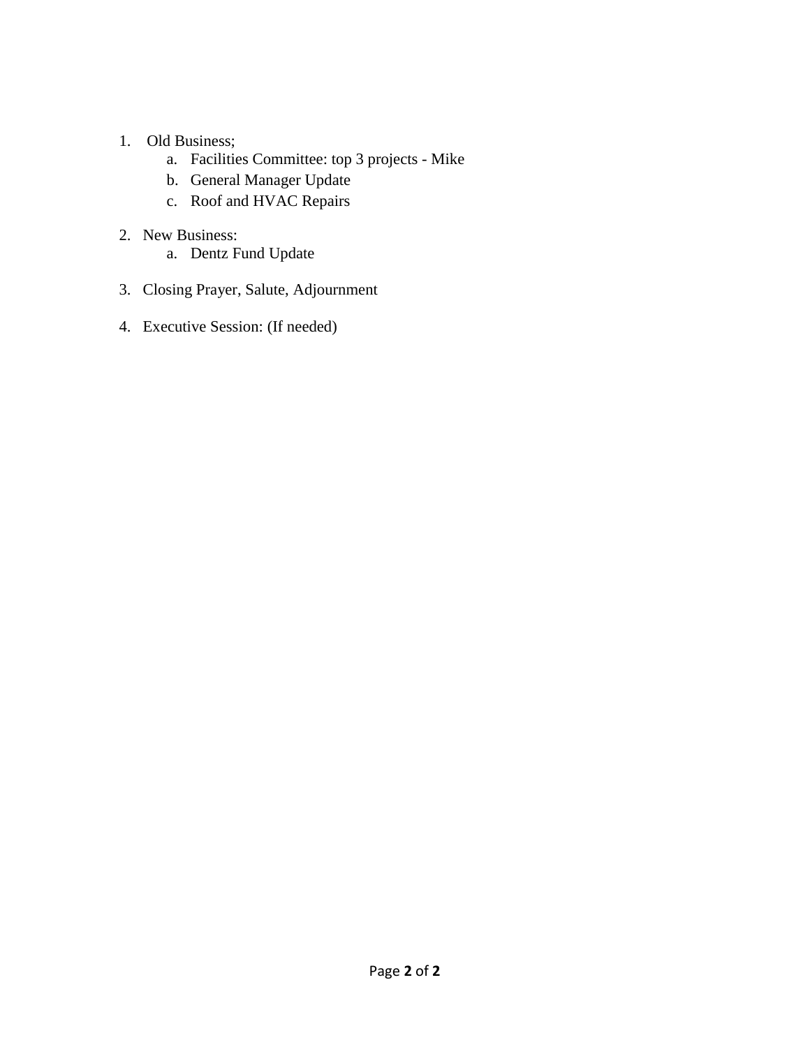1. Old Business;
    a. Facilities Committee: top 3 projects - Mike
    b. General Manager Update
    c. Roof and HVAC Repairs

2. New Business:
    a. Dentz Fund Update

3. Closing Prayer, Salute, Adjournment

4. Executive Session: (If needed)